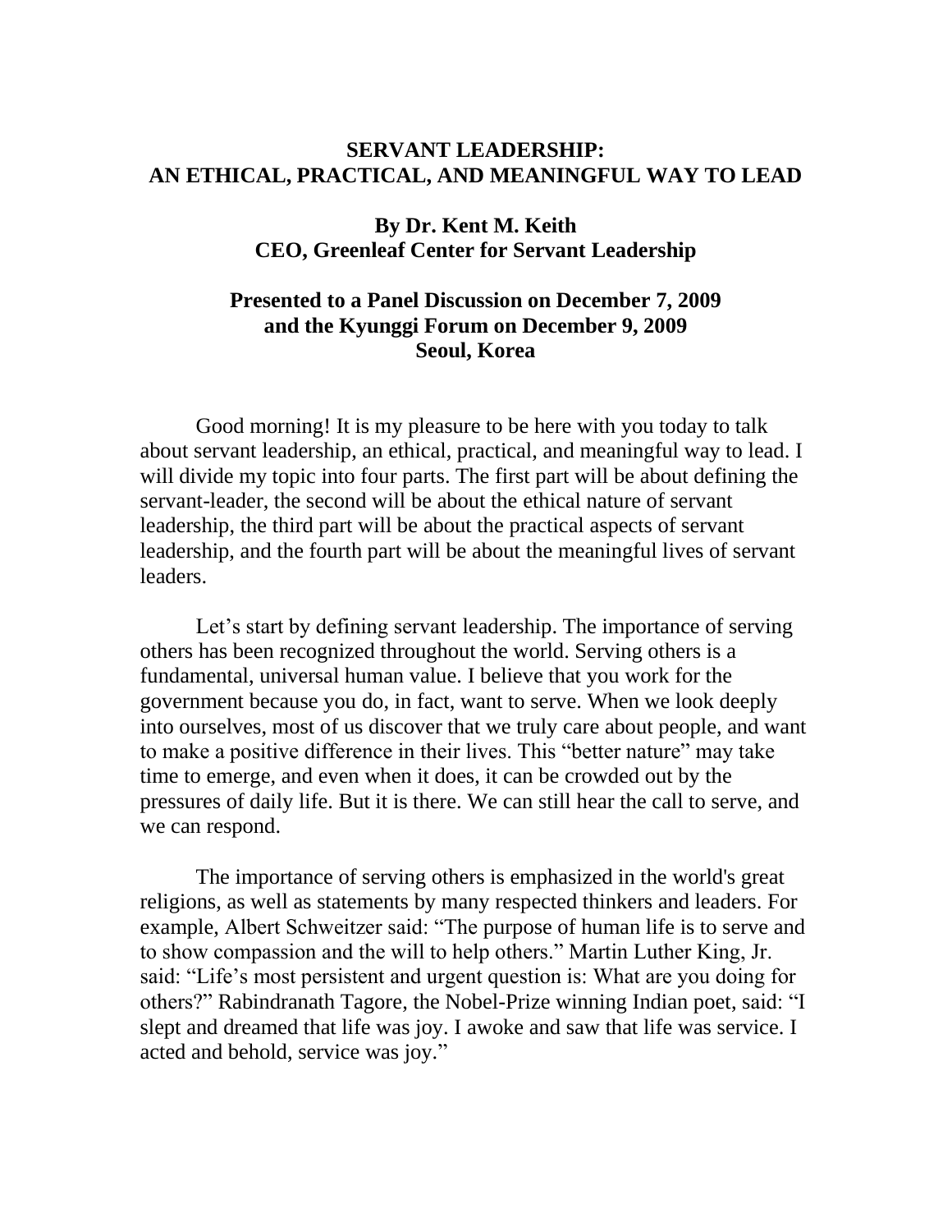# SERVANT LEADERSHIP: AN ETHICAL, PRACTICAL, AND MEANINGFUL WAY TO LEAD

**By Dr. Kent M. Keith**
**CEO, Greenleaf Center for Servant Leadership**

**Presented to a Panel Discussion on December 7, 2009**
**and the Kyunggi Forum on December 9, 2009**
**Seoul, Korea**

Good morning! It is my pleasure to be here with you today to talk about servant leadership, an ethical, practical, and meaningful way to lead. I will divide my topic into four parts. The first part will be about defining the servant-leader, the second will be about the ethical nature of servant leadership, the third part will be about the practical aspects of servant leadership, and the fourth part will be about the meaningful lives of servant leaders.

Let's start by defining servant leadership. The importance of serving others has been recognized throughout the world. Serving others is a fundamental, universal human value. I believe that you work for the government because you do, in fact, want to serve. When we look deeply into ourselves, most of us discover that we truly care about people, and want to make a positive difference in their lives. This "better nature" may take time to emerge, and even when it does, it can be crowded out by the pressures of daily life. But it is there. We can still hear the call to serve, and we can respond.

The importance of serving others is emphasized in the world's great religions, as well as statements by many respected thinkers and leaders. For example, Albert Schweitzer said: "The purpose of human life is to serve and to show compassion and the will to help others." Martin Luther King, Jr. said: "Life's most persistent and urgent question is: What are you doing for others?" Rabindranath Tagore, the Nobel-Prize winning Indian poet, said: "I slept and dreamed that life was joy. I awoke and saw that life was service. I acted and behold, service was joy."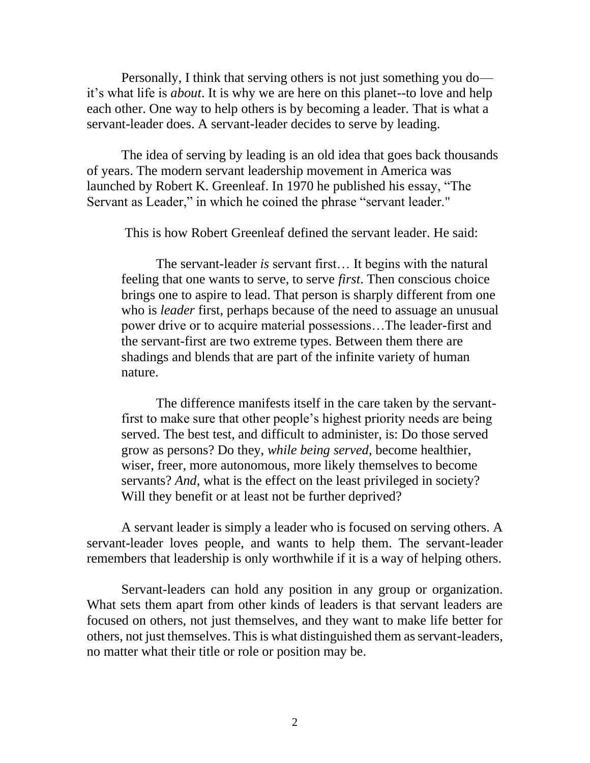Personally, I think that serving others is not just something you do—it's what life is *about*. It is why we are here on this planet--to love and help each other. One way to help others is by becoming a leader. That is what a servant-leader does. A servant-leader decides to serve by leading.

The idea of serving by leading is an old idea that goes back thousands of years. The modern servant leadership movement in America was launched by Robert K. Greenleaf. In 1970 he published his essay, "The Servant as Leader," in which he coined the phrase "servant leader."

This is how Robert Greenleaf defined the servant leader. He said:

> The servant-leader *is* servant first… It begins with the natural feeling that one wants to serve, to serve *first*. Then conscious choice brings one to aspire to lead. That person is sharply different from one who is *leader* first, perhaps because of the need to assuage an unusual power drive or to acquire material possessions…The leader-first and the servant-first are two extreme types. Between them there are shadings and blends that are part of the infinite variety of human nature.
>
> The difference manifests itself in the care taken by the servant-first to make sure that other people's highest priority needs are being served. The best test, and difficult to administer, is: Do those served grow as persons? Do they, *while being served,* become healthier, wiser, freer, more autonomous, more likely themselves to become servants? *And*, what is the effect on the least privileged in society? Will they benefit or at least not be further deprived?

A servant leader is simply a leader who is focused on serving others. A servant-leader loves people, and wants to help them. The servant-leader remembers that leadership is only worthwhile if it is a way of helping others.

Servant-leaders can hold any position in any group or organization. What sets them apart from other kinds of leaders is that servant leaders are focused on others, not just themselves, and they want to make life better for others, not just themselves. This is what distinguished them as servant-leaders, no matter what their title or role or position may be.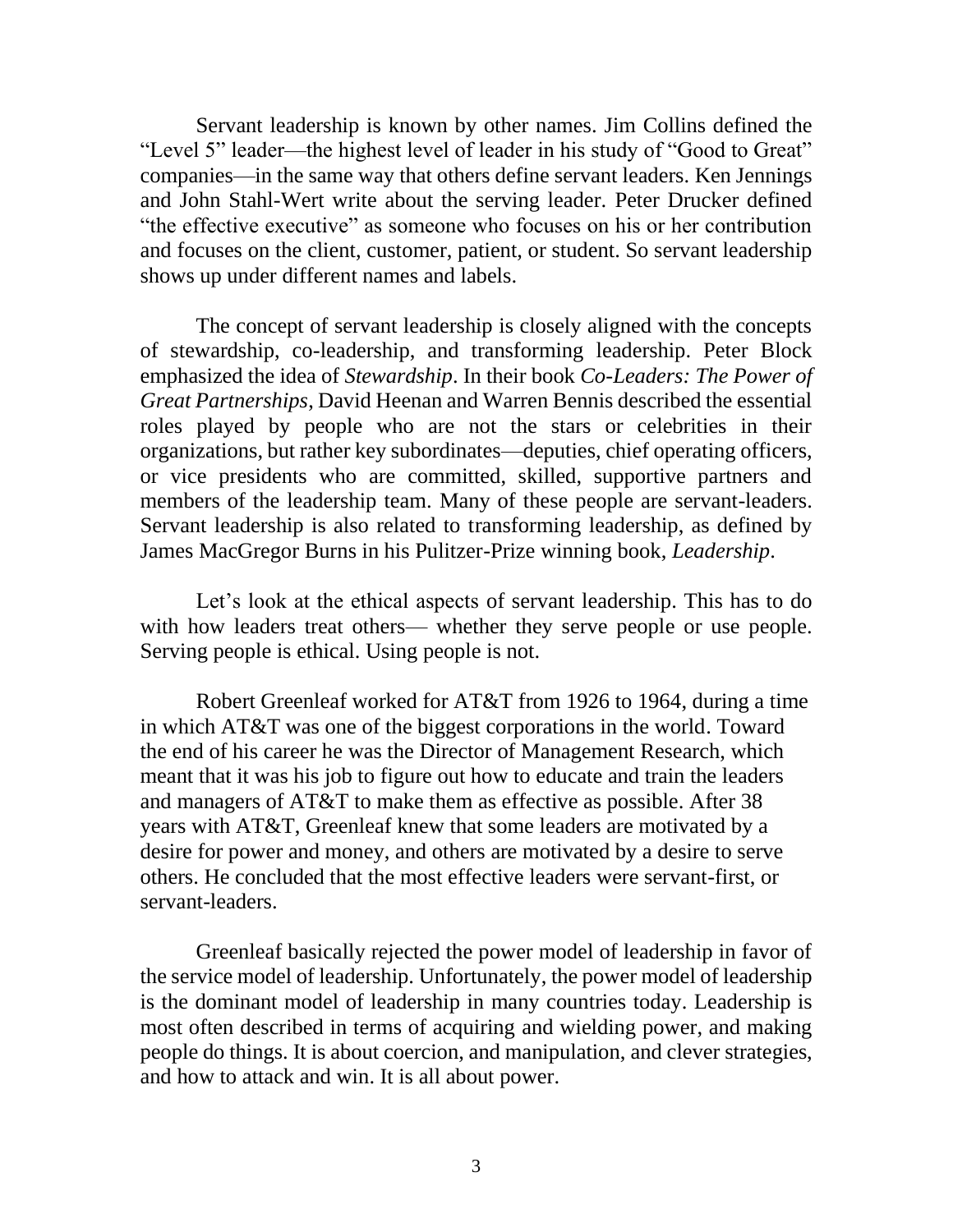Servant leadership is known by other names. Jim Collins defined the "Level 5" leader—the highest level of leader in his study of "Good to Great" companies—in the same way that others define servant leaders. Ken Jennings and John Stahl-Wert write about the serving leader. Peter Drucker defined "the effective executive" as someone who focuses on his or her contribution and focuses on the client, customer, patient, or student. So servant leadership shows up under different names and labels.

The concept of servant leadership is closely aligned with the concepts of stewardship, co-leadership, and transforming leadership. Peter Block emphasized the idea of *Stewardship*. In their book *Co-Leaders: The Power of Great Partnerships*, David Heenan and Warren Bennis described the essential roles played by people who are not the stars or celebrities in their organizations, but rather key subordinates—deputies, chief operating officers, or vice presidents who are committed, skilled, supportive partners and members of the leadership team. Many of these people are servant-leaders. Servant leadership is also related to transforming leadership, as defined by James MacGregor Burns in his Pulitzer-Prize winning book, *Leadership*.

Let's look at the ethical aspects of servant leadership. This has to do with how leaders treat others— whether they serve people or use people. Serving people is ethical. Using people is not.

Robert Greenleaf worked for AT&T from 1926 to 1964, during a time in which AT&T was one of the biggest corporations in the world. Toward the end of his career he was the Director of Management Research, which meant that it was his job to figure out how to educate and train the leaders and managers of AT&T to make them as effective as possible. After 38 years with AT&T, Greenleaf knew that some leaders are motivated by a desire for power and money, and others are motivated by a desire to serve others. He concluded that the most effective leaders were servant-first, or servant-leaders.

Greenleaf basically rejected the power model of leadership in favor of the service model of leadership. Unfortunately, the power model of leadership is the dominant model of leadership in many countries today. Leadership is most often described in terms of acquiring and wielding power, and making people do things. It is about coercion, and manipulation, and clever strategies, and how to attack and win. It is all about power.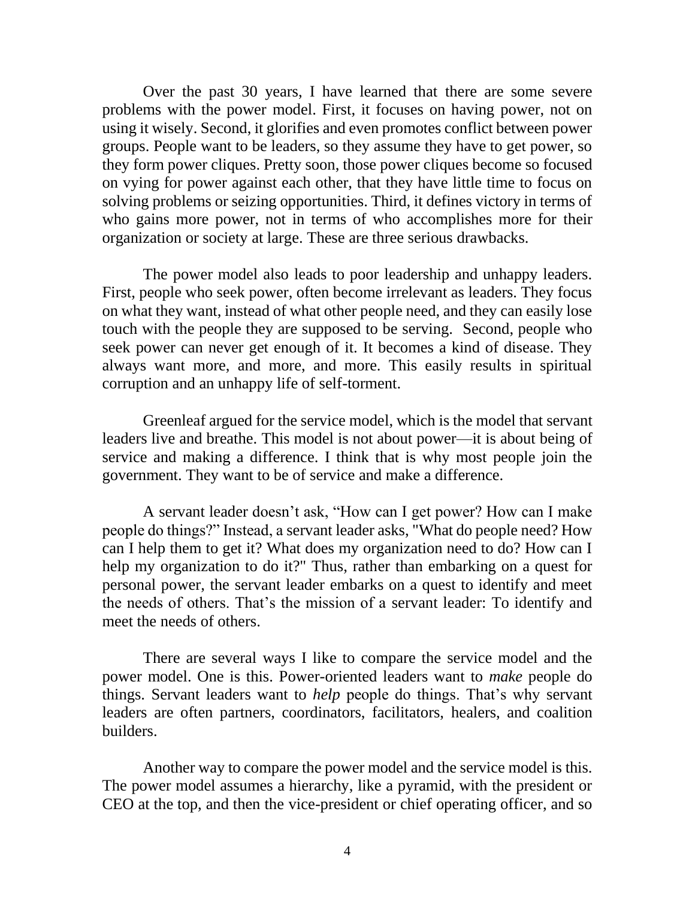Over the past 30 years, I have learned that there are some severe problems with the power model. First, it focuses on having power, not on using it wisely. Second, it glorifies and even promotes conflict between power groups. People want to be leaders, so they assume they have to get power, so they form power cliques. Pretty soon, those power cliques become so focused on vying for power against each other, that they have little time to focus on solving problems or seizing opportunities. Third, it defines victory in terms of who gains more power, not in terms of who accomplishes more for their organization or society at large. These are three serious drawbacks.

The power model also leads to poor leadership and unhappy leaders. First, people who seek power, often become irrelevant as leaders. They focus on what they want, instead of what other people need, and they can easily lose touch with the people they are supposed to be serving. Second, people who seek power can never get enough of it. It becomes a kind of disease. They always want more, and more, and more. This easily results in spiritual corruption and an unhappy life of self-torment.

Greenleaf argued for the service model, which is the model that servant leaders live and breathe. This model is not about power—it is about being of service and making a difference. I think that is why most people join the government. They want to be of service and make a difference.

A servant leader doesn't ask, "How can I get power? How can I make people do things?" Instead, a servant leader asks, "What do people need? How can I help them to get it? What does my organization need to do? How can I help my organization to do it?" Thus, rather than embarking on a quest for personal power, the servant leader embarks on a quest to identify and meet the needs of others. That's the mission of a servant leader: To identify and meet the needs of others.

There are several ways I like to compare the service model and the power model. One is this. Power-oriented leaders want to *make* people do things. Servant leaders want to *help* people do things. That's why servant leaders are often partners, coordinators, facilitators, healers, and coalition builders.

Another way to compare the power model and the service model is this. The power model assumes a hierarchy, like a pyramid, with the president or CEO at the top, and then the vice-president or chief operating officer, and so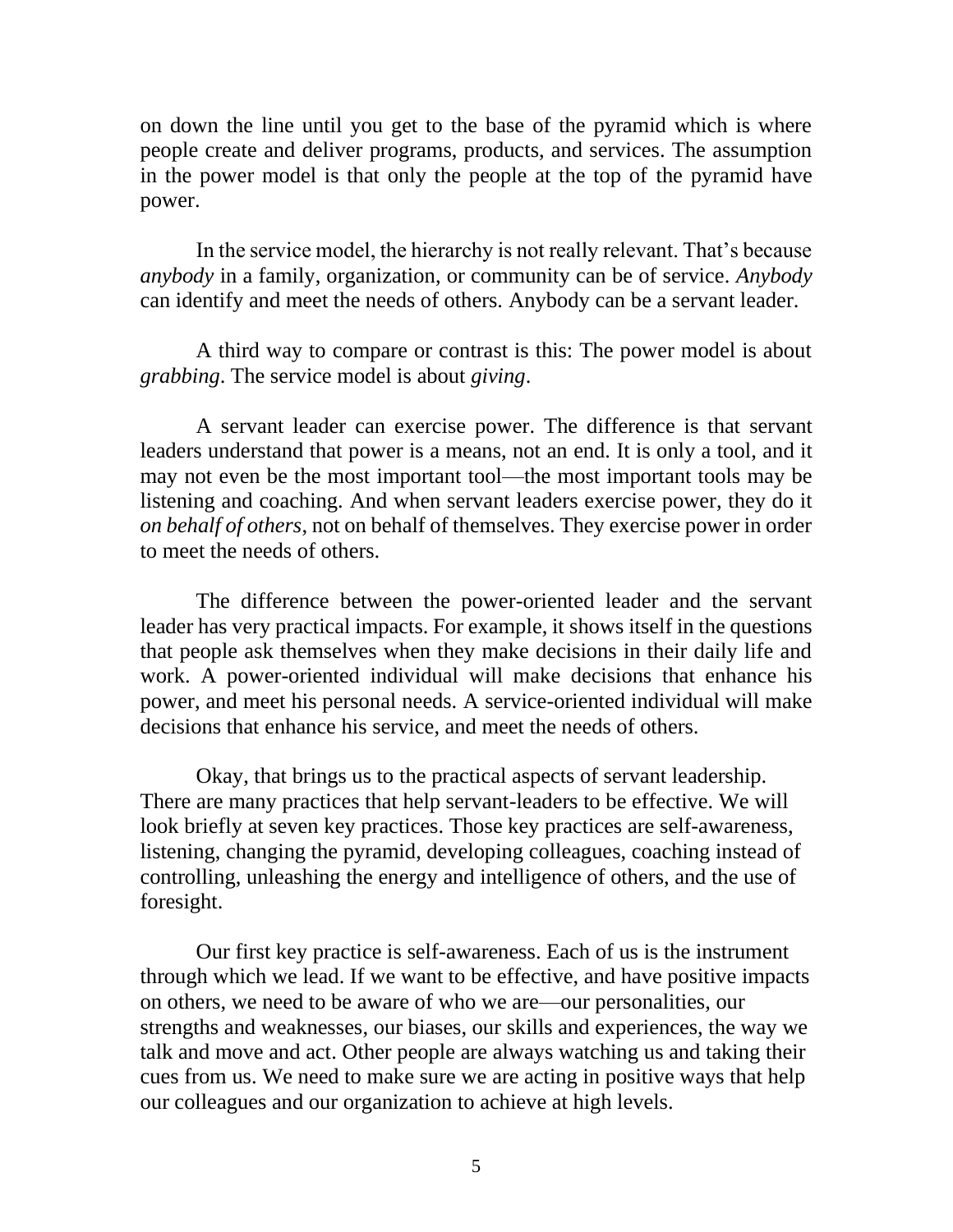on down the line until you get to the base of the pyramid which is where people create and deliver programs, products, and services. The assumption in the power model is that only the people at the top of the pyramid have power.

In the service model, the hierarchy is not really relevant. That's because *anybody* in a family, organization, or community can be of service. *Anybody* can identify and meet the needs of others. Anybody can be a servant leader.

A third way to compare or contrast is this: The power model is about *grabbing*. The service model is about *giving*.

A servant leader can exercise power. The difference is that servant leaders understand that power is a means, not an end. It is only a tool, and it may not even be the most important tool—the most important tools may be listening and coaching. And when servant leaders exercise power, they do it *on behalf of others*, not on behalf of themselves. They exercise power in order to meet the needs of others.

The difference between the power-oriented leader and the servant leader has very practical impacts. For example, it shows itself in the questions that people ask themselves when they make decisions in their daily life and work. A power-oriented individual will make decisions that enhance his power, and meet his personal needs. A service-oriented individual will make decisions that enhance his service, and meet the needs of others.

Okay, that brings us to the practical aspects of servant leadership. There are many practices that help servant-leaders to be effective. We will look briefly at seven key practices. Those key practices are self-awareness, listening, changing the pyramid, developing colleagues, coaching instead of controlling, unleashing the energy and intelligence of others, and the use of foresight.

Our first key practice is self-awareness. Each of us is the instrument through which we lead. If we want to be effective, and have positive impacts on others, we need to be aware of who we are—our personalities, our strengths and weaknesses, our biases, our skills and experiences, the way we talk and move and act. Other people are always watching us and taking their cues from us. We need to make sure we are acting in positive ways that help our colleagues and our organization to achieve at high levels.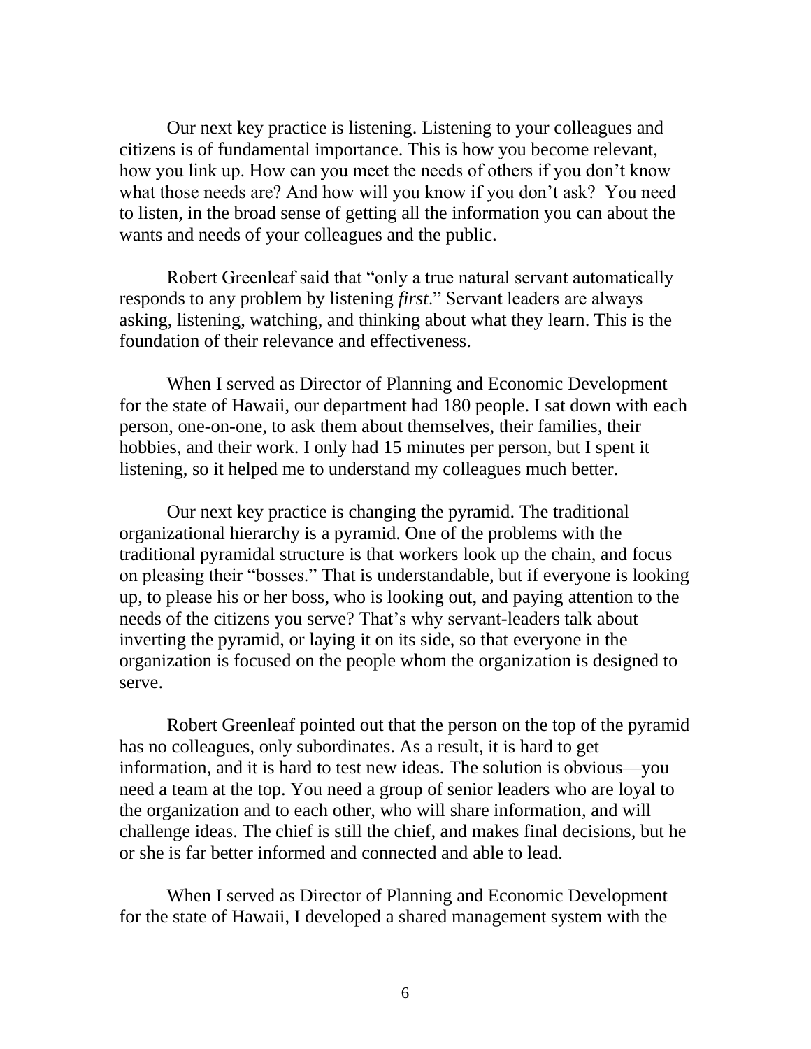Our next key practice is listening. Listening to your colleagues and citizens is of fundamental importance. This is how you become relevant, how you link up. How can you meet the needs of others if you don't know what those needs are? And how will you know if you don't ask? You need to listen, in the broad sense of getting all the information you can about the wants and needs of your colleagues and the public.

Robert Greenleaf said that "only a true natural servant automatically responds to any problem by listening *first*." Servant leaders are always asking, listening, watching, and thinking about what they learn. This is the foundation of their relevance and effectiveness.

When I served as Director of Planning and Economic Development for the state of Hawaii, our department had 180 people. I sat down with each person, one-on-one, to ask them about themselves, their families, their hobbies, and their work. I only had 15 minutes per person, but I spent it listening, so it helped me to understand my colleagues much better.

Our next key practice is changing the pyramid. The traditional organizational hierarchy is a pyramid. One of the problems with the traditional pyramidal structure is that workers look up the chain, and focus on pleasing their "bosses." That is understandable, but if everyone is looking up, to please his or her boss, who is looking out, and paying attention to the needs of the citizens you serve? That's why servant-leaders talk about inverting the pyramid, or laying it on its side, so that everyone in the organization is focused on the people whom the organization is designed to serve.

Robert Greenleaf pointed out that the person on the top of the pyramid has no colleagues, only subordinates. As a result, it is hard to get information, and it is hard to test new ideas. The solution is obvious—you need a team at the top. You need a group of senior leaders who are loyal to the organization and to each other, who will share information, and will challenge ideas. The chief is still the chief, and makes final decisions, but he or she is far better informed and connected and able to lead.

When I served as Director of Planning and Economic Development for the state of Hawaii, I developed a shared management system with the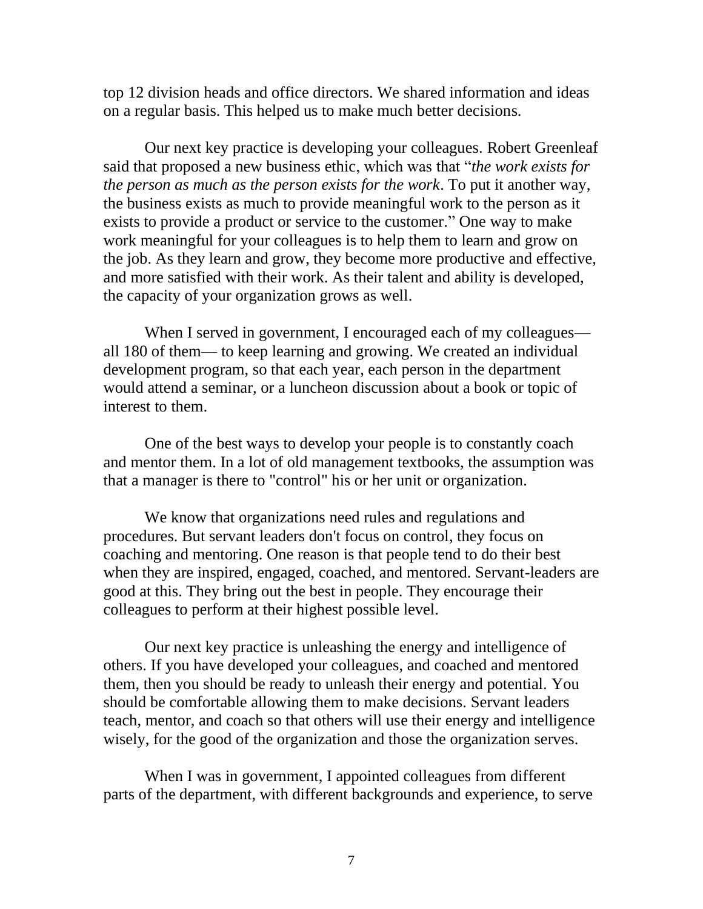top 12 division heads and office directors. We shared information and ideas on a regular basis. This helped us to make much better decisions.

Our next key practice is developing your colleagues. Robert Greenleaf said that proposed a new business ethic, which was that "*the work exists for the person as much as the person exists for the work*. To put it another way, the business exists as much to provide meaningful work to the person as it exists to provide a product or service to the customer." One way to make work meaningful for your colleagues is to help them to learn and grow on the job. As they learn and grow, they become more productive and effective, and more satisfied with their work. As their talent and ability is developed, the capacity of your organization grows as well.

When I served in government, I encouraged each of my colleagues— all 180 of them— to keep learning and growing. We created an individual development program, so that each year, each person in the department would attend a seminar, or a luncheon discussion about a book or topic of interest to them.

One of the best ways to develop your people is to constantly coach and mentor them. In a lot of old management textbooks, the assumption was that a manager is there to "control" his or her unit or organization.

We know that organizations need rules and regulations and procedures. But servant leaders don't focus on control, they focus on coaching and mentoring. One reason is that people tend to do their best when they are inspired, engaged, coached, and mentored. Servant-leaders are good at this. They bring out the best in people. They encourage their colleagues to perform at their highest possible level.

Our next key practice is unleashing the energy and intelligence of others. If you have developed your colleagues, and coached and mentored them, then you should be ready to unleash their energy and potential. You should be comfortable allowing them to make decisions. Servant leaders teach, mentor, and coach so that others will use their energy and intelligence wisely, for the good of the organization and those the organization serves.

When I was in government, I appointed colleagues from different parts of the department, with different backgrounds and experience, to serve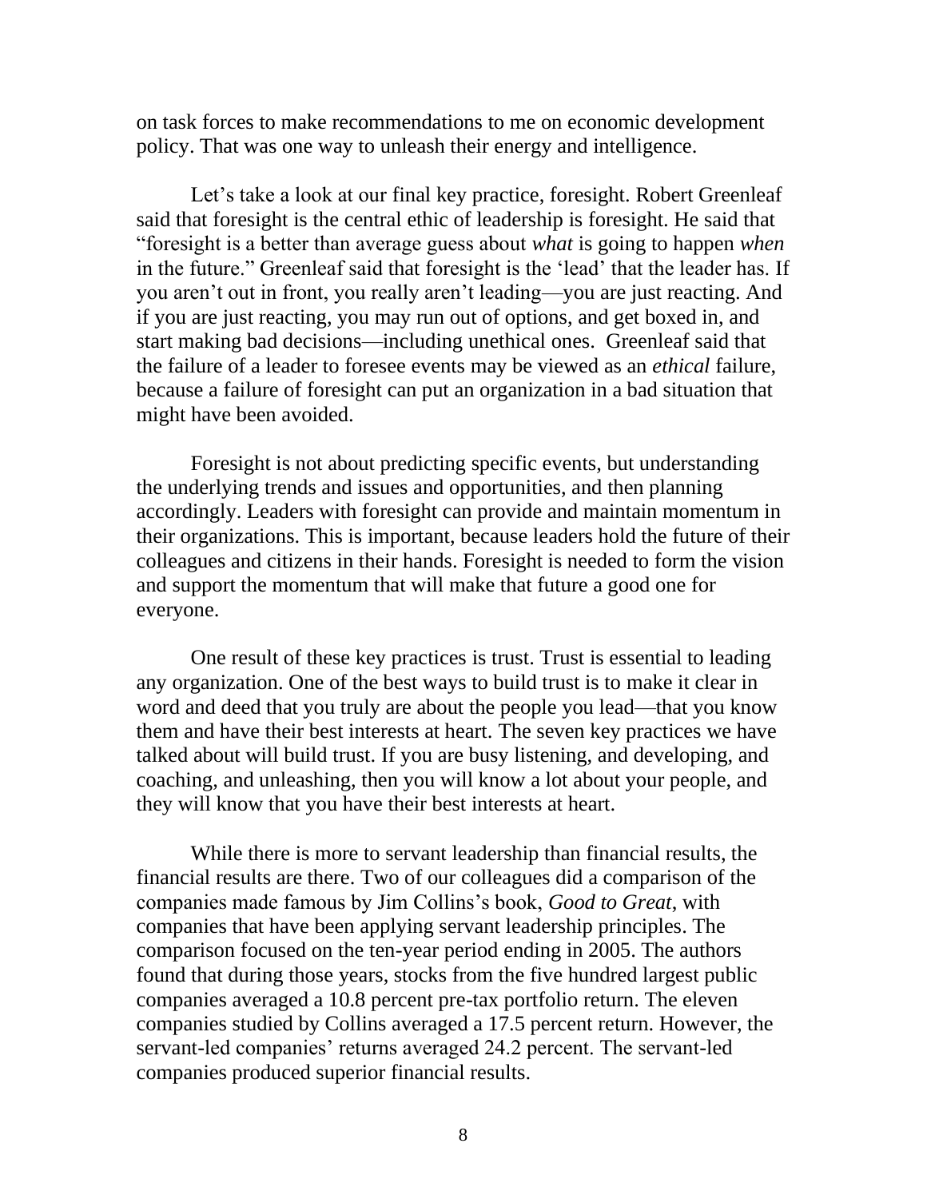on task forces to make recommendations to me on economic development policy. That was one way to unleash their energy and intelligence.

Let's take a look at our final key practice, foresight. Robert Greenleaf said that foresight is the central ethic of leadership is foresight. He said that "foresight is a better than average guess about *what* is going to happen *when* in the future." Greenleaf said that foresight is the 'lead' that the leader has. If you aren't out in front, you really aren't leading—you are just reacting. And if you are just reacting, you may run out of options, and get boxed in, and start making bad decisions—including unethical ones. Greenleaf said that the failure of a leader to foresee events may be viewed as an *ethical* failure, because a failure of foresight can put an organization in a bad situation that might have been avoided.

Foresight is not about predicting specific events, but understanding the underlying trends and issues and opportunities, and then planning accordingly. Leaders with foresight can provide and maintain momentum in their organizations. This is important, because leaders hold the future of their colleagues and citizens in their hands. Foresight is needed to form the vision and support the momentum that will make that future a good one for everyone.

One result of these key practices is trust. Trust is essential to leading any organization. One of the best ways to build trust is to make it clear in word and deed that you truly are about the people you lead—that you know them and have their best interests at heart. The seven key practices we have talked about will build trust. If you are busy listening, and developing, and coaching, and unleashing, then you will know a lot about your people, and they will know that you have their best interests at heart.

While there is more to servant leadership than financial results, the financial results are there. Two of our colleagues did a comparison of the companies made famous by Jim Collins's book, *Good to Great*, with companies that have been applying servant leadership principles. The comparison focused on the ten-year period ending in 2005. The authors found that during those years, stocks from the five hundred largest public companies averaged a 10.8 percent pre-tax portfolio return. The eleven companies studied by Collins averaged a 17.5 percent return. However, the servant-led companies' returns averaged 24.2 percent. The servant-led companies produced superior financial results.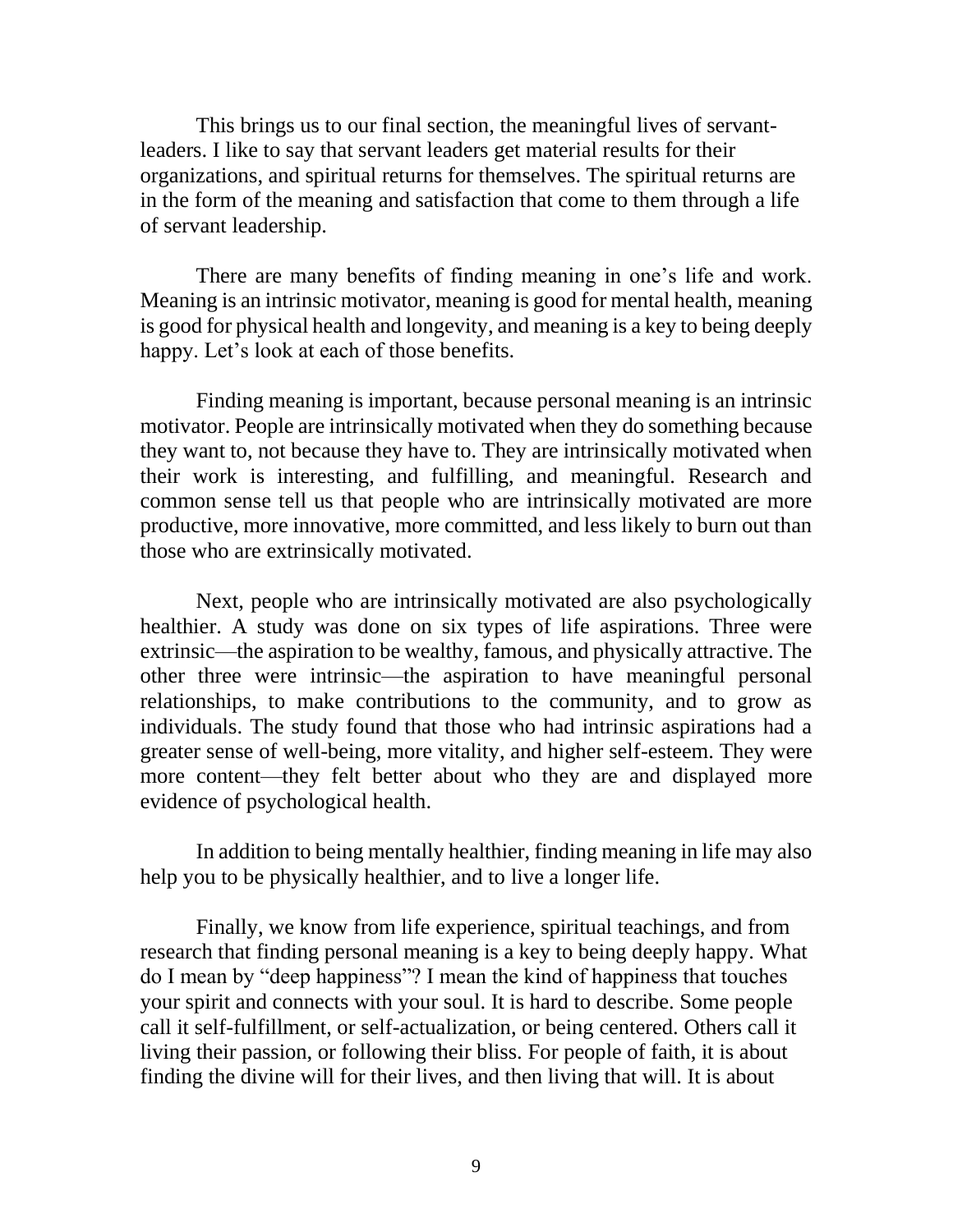This brings us to our final section, the meaningful lives of servant-leaders. I like to say that servant leaders get material results for their organizations, and spiritual returns for themselves. The spiritual returns are in the form of the meaning and satisfaction that come to them through a life of servant leadership.

There are many benefits of finding meaning in one's life and work. Meaning is an intrinsic motivator, meaning is good for mental health, meaning is good for physical health and longevity, and meaning is a key to being deeply happy. Let's look at each of those benefits.

Finding meaning is important, because personal meaning is an intrinsic motivator. People are intrinsically motivated when they do something because they want to, not because they have to. They are intrinsically motivated when their work is interesting, and fulfilling, and meaningful. Research and common sense tell us that people who are intrinsically motivated are more productive, more innovative, more committed, and less likely to burn out than those who are extrinsically motivated.

Next, people who are intrinsically motivated are also psychologically healthier. A study was done on six types of life aspirations. Three were extrinsic—the aspiration to be wealthy, famous, and physically attractive. The other three were intrinsic—the aspiration to have meaningful personal relationships, to make contributions to the community, and to grow as individuals. The study found that those who had intrinsic aspirations had a greater sense of well-being, more vitality, and higher self-esteem. They were more content—they felt better about who they are and displayed more evidence of psychological health.

In addition to being mentally healthier, finding meaning in life may also help you to be physically healthier, and to live a longer life.

Finally, we know from life experience, spiritual teachings, and from research that finding personal meaning is a key to being deeply happy. What do I mean by "deep happiness"? I mean the kind of happiness that touches your spirit and connects with your soul. It is hard to describe. Some people call it self-fulfillment, or self-actualization, or being centered. Others call it living their passion, or following their bliss. For people of faith, it is about finding the divine will for their lives, and then living that will. It is about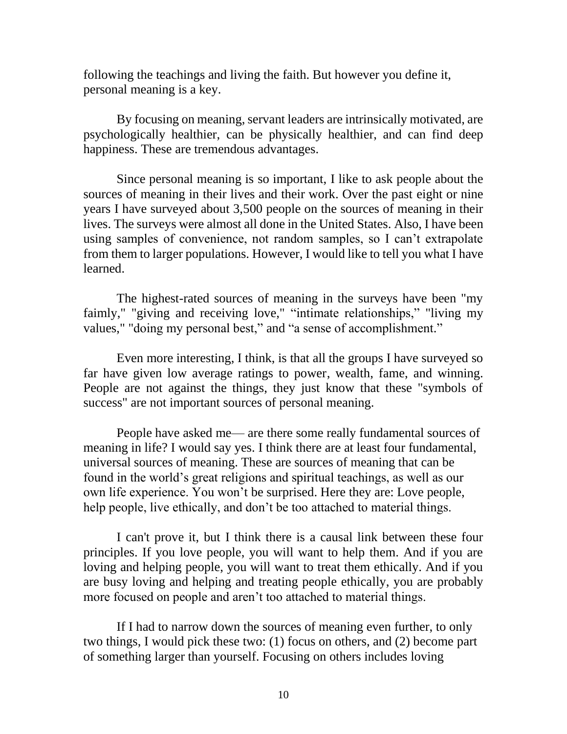following the teachings and living the faith. But however you define it, personal meaning is a key.

By focusing on meaning, servant leaders are intrinsically motivated, are psychologically healthier, can be physically healthier, and can find deep happiness. These are tremendous advantages.

Since personal meaning is so important, I like to ask people about the sources of meaning in their lives and their work. Over the past eight or nine years I have surveyed about 3,500 people on the sources of meaning in their lives. The surveys were almost all done in the United States. Also, I have been using samples of convenience, not random samples, so I can't extrapolate from them to larger populations. However, I would like to tell you what I have learned.

The highest-rated sources of meaning in the surveys have been "my faimly," "giving and receiving love," "intimate relationships," "living my values," "doing my personal best," and "a sense of accomplishment."

Even more interesting, I think, is that all the groups I have surveyed so far have given low average ratings to power, wealth, fame, and winning. People are not against the things, they just know that these "symbols of success" are not important sources of personal meaning.

People have asked me— are there some really fundamental sources of meaning in life? I would say yes. I think there are at least four fundamental, universal sources of meaning. These are sources of meaning that can be found in the world's great religions and spiritual teachings, as well as our own life experience. You won't be surprised. Here they are: Love people, help people, live ethically, and don't be too attached to material things.

I can't prove it, but I think there is a causal link between these four principles. If you love people, you will want to help them. And if you are loving and helping people, you will want to treat them ethically. And if you are busy loving and helping and treating people ethically, you are probably more focused on people and aren't too attached to material things.

If I had to narrow down the sources of meaning even further, to only two things, I would pick these two: (1) focus on others, and (2) become part of something larger than yourself. Focusing on others includes loving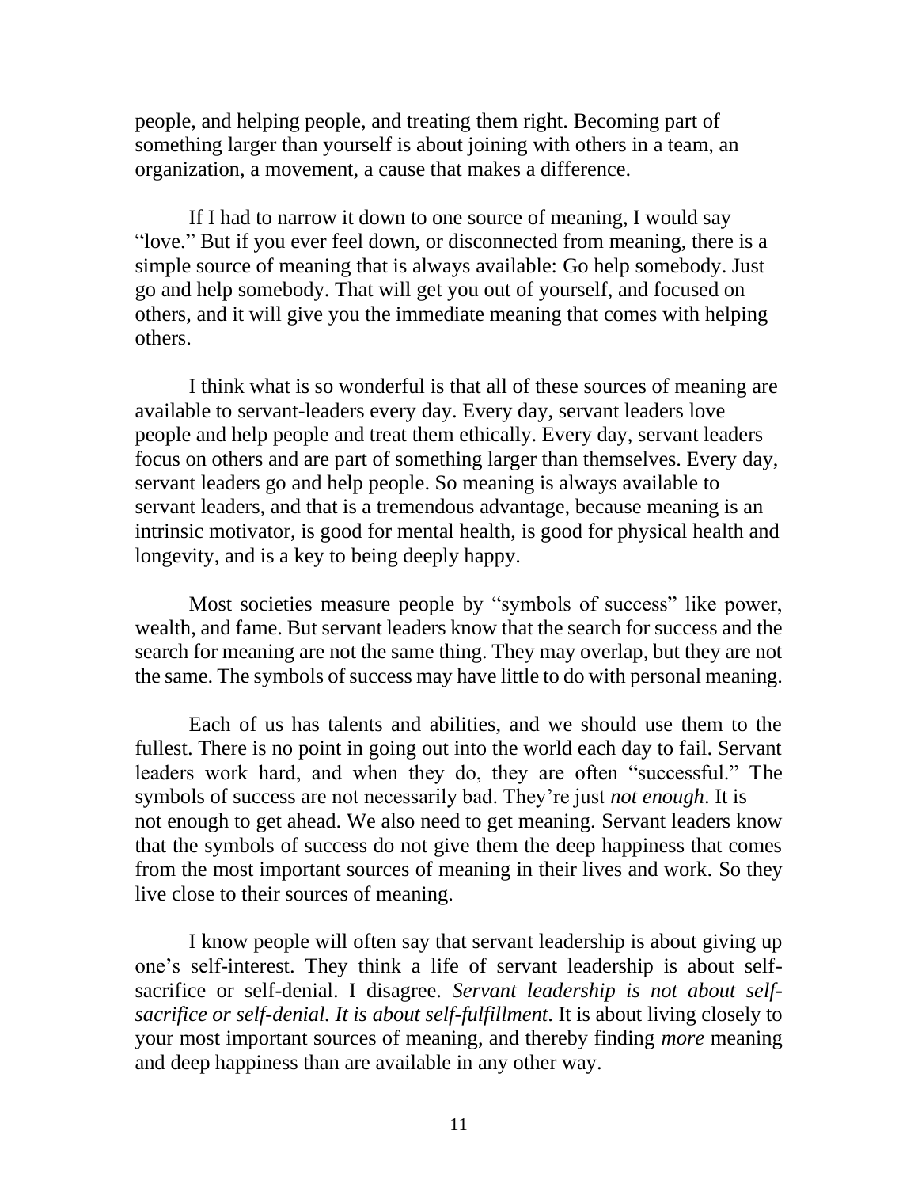people, and helping people, and treating them right. Becoming part of something larger than yourself is about joining with others in a team, an organization, a movement, a cause that makes a difference.

If I had to narrow it down to one source of meaning, I would say "love." But if you ever feel down, or disconnected from meaning, there is a simple source of meaning that is always available: Go help somebody. Just go and help somebody. That will get you out of yourself, and focused on others, and it will give you the immediate meaning that comes with helping others.

I think what is so wonderful is that all of these sources of meaning are available to servant-leaders every day. Every day, servant leaders love people and help people and treat them ethically. Every day, servant leaders focus on others and are part of something larger than themselves. Every day, servant leaders go and help people. So meaning is always available to servant leaders, and that is a tremendous advantage, because meaning is an intrinsic motivator, is good for mental health, is good for physical health and longevity, and is a key to being deeply happy.

Most societies measure people by "symbols of success" like power, wealth, and fame. But servant leaders know that the search for success and the search for meaning are not the same thing. They may overlap, but they are not the same. The symbols of success may have little to do with personal meaning.

Each of us has talents and abilities, and we should use them to the fullest. There is no point in going out into the world each day to fail. Servant leaders work hard, and when they do, they are often "successful." The symbols of success are not necessarily bad. They're just *not enough*. It is not enough to get ahead. We also need to get meaning. Servant leaders know that the symbols of success do not give them the deep happiness that comes from the most important sources of meaning in their lives and work. So they live close to their sources of meaning.

I know people will often say that servant leadership is about giving up one's self-interest. They think a life of servant leadership is about self-sacrifice or self-denial. I disagree. *Servant leadership is not about self-sacrifice or self-denial. It is about self-fulfillment*. It is about living closely to your most important sources of meaning, and thereby finding *more* meaning and deep happiness than are available in any other way.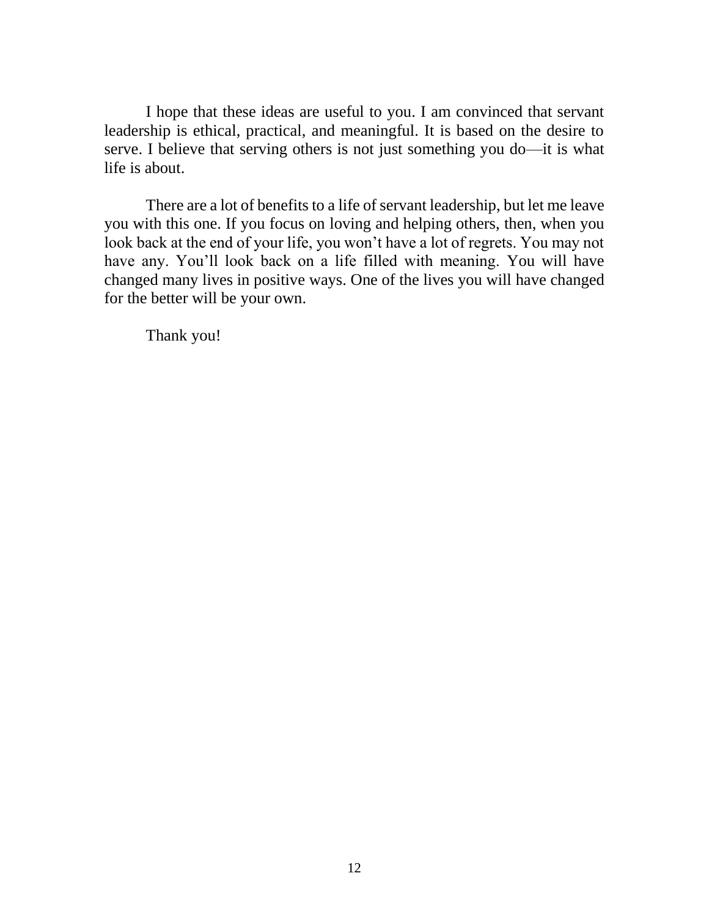I hope that these ideas are useful to you. I am convinced that servant leadership is ethical, practical, and meaningful. It is based on the desire to serve. I believe that serving others is not just something you do—it is what life is about.

There are a lot of benefits to a life of servant leadership, but let me leave you with this one. If you focus on loving and helping others, then, when you look back at the end of your life, you won't have a lot of regrets. You may not have any. You'll look back on a life filled with meaning. You will have changed many lives in positive ways. One of the lives you will have changed for the better will be your own.

Thank you!